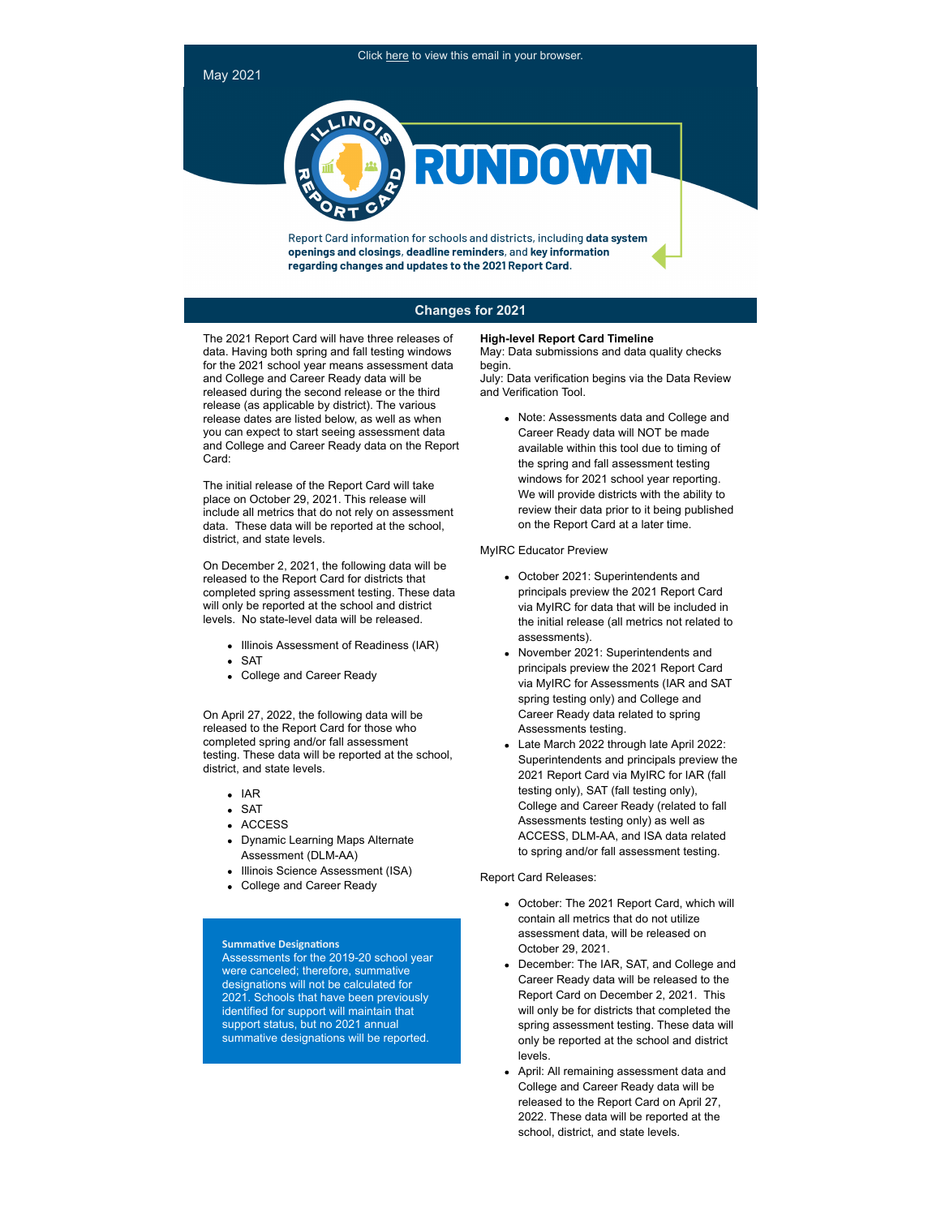Click here to view this email in your browser.

May 2021

# Illinois Report Card RUNDOWN

Report Card information for schools and districts, including **data system openings and closings**, **deadline reminders**, and **key information regarding changes and updates to the 2021 Report Card.**

## Changes for 2021

The 2021 Report Card will have three releases of data. Having both spring and fall testing windows for the 2021 school year means assessment data and College and Career Ready data will be released during the second release or the third release (as applicable by district). The various release dates are listed below, as well as when you can expect to start seeing assessment data and College and Career Ready data on the Report Card:

The initial release of the Report Card will take place on October 29, 2021. This release will include all metrics that do not rely on assessment data. These data will be reported at the school, district, and state levels.

On December 2, 2021, the following data will be released to the Report Card for districts that completed spring assessment testing. These data will only be reported at the school and district levels. No state-level data will be released.

- Illinois Assessment of Readiness (IAR)
- SAT
- College and Career Ready

On April 27, 2022, the following data will be released to the Report Card for those who completed spring and/or fall assessment testing. These data will be reported at the school, district, and state levels.

- IAR
- SAT
- ACCESS
- Dynamic Learning Maps Alternate Assessment (DLM-AA)
- Illinois Science Assessment (ISA)
- College and Career Ready

**Summative Designations**

Assessments for the 2019-20 school year were canceled; therefore, summative designations will not be calculated for 2021. Schools that have been previously identified for support will maintain that support status, but no 2021 annual summative designations will be reported.

**High-level Report Card Timeline**

May: Data submissions and data quality checks begin.

July: Data verification begins via the Data Review and Verification Tool.

- Note: Assessments data and College and Career Ready data will NOT be made available within this tool due to timing of the spring and fall assessment testing windows for 2021 school year reporting. We will provide districts with the ability to review their data prior to it being published on the Report Card at a later time.

MyIRC Educator Preview

- October 2021: Superintendents and principals preview the 2021 Report Card via MyIRC for data that will be included in the initial release (all metrics not related to assessments).
- November 2021: Superintendents and principals preview the 2021 Report Card via MyIRC for Assessments (IAR and SAT spring testing only) and College and Career Ready data related to spring Assessments testing.
- Late March 2022 through late April 2022: Superintendents and principals preview the 2021 Report Card via MyIRC for IAR (fall testing only), SAT (fall testing only), College and Career Ready (related to fall Assessments testing only) as well as ACCESS, DLM-AA, and ISA data related to spring and/or fall assessment testing.

Report Card Releases:

- October: The 2021 Report Card, which will contain all metrics that do not utilize assessment data, will be released on October 29, 2021.
- December: The IAR, SAT, and College and Career Ready data will be released to the Report Card on December 2, 2021. This will only be for districts that completed the spring assessment testing. These data will only be reported at the school and district levels.
- April: All remaining assessment data and College and Career Ready data will be released to the Report Card on April 27, 2022. These data will be reported at the school, district, and state levels.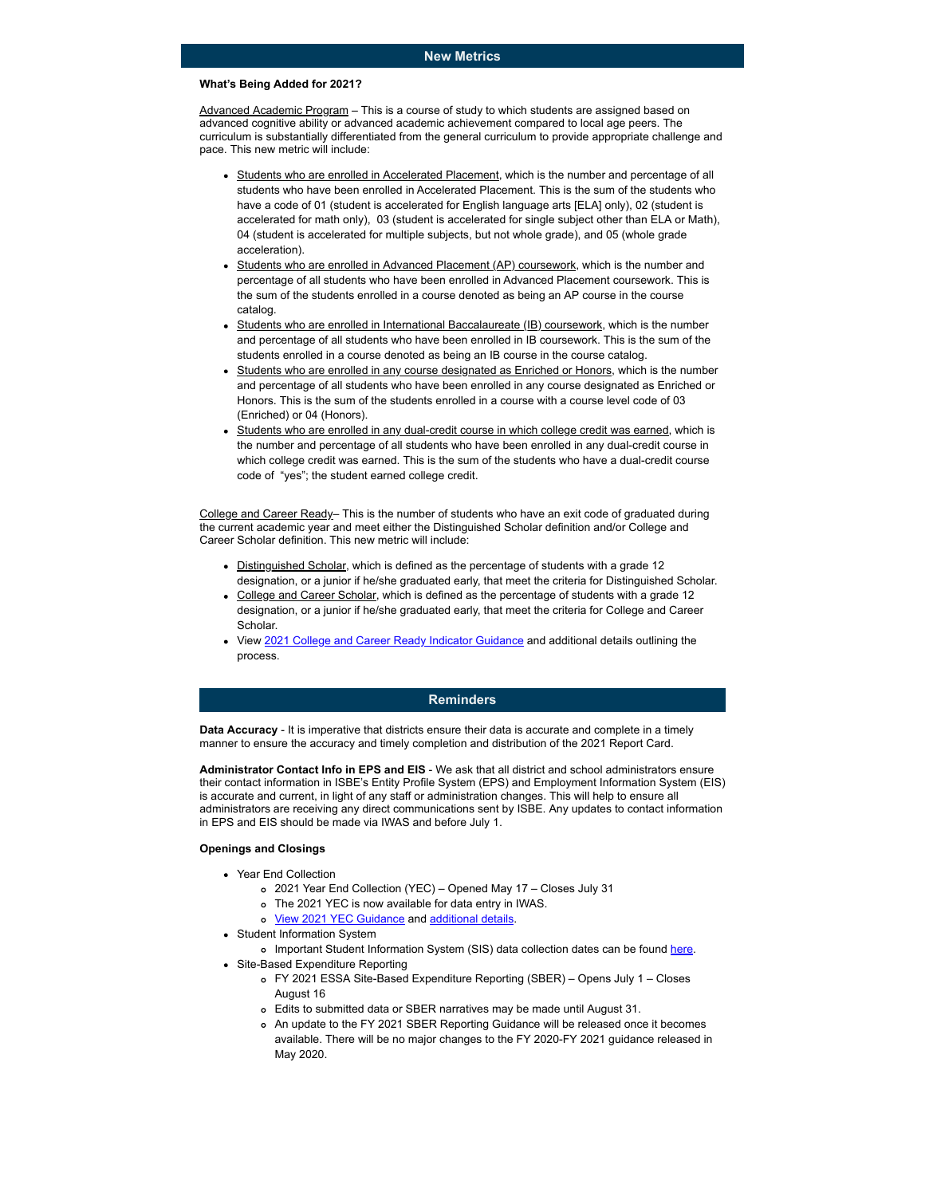## New Metrics

**What's Being Added for 2021?**

Advanced Academic Program – This is a course of study to which students are assigned based on advanced cognitive ability or advanced academic achievement compared to local age peers. The curriculum is substantially differentiated from the general curriculum to provide appropriate challenge and pace. This new metric will include:

- Students who are enrolled in Accelerated Placement, which is the number and percentage of all students who have been enrolled in Accelerated Placement. This is the sum of the students who have a code of 01 (student is accelerated for English language arts [ELA] only), 02 (student is accelerated for math only), 03 (student is accelerated for single subject other than ELA or Math), 04 (student is accelerated for multiple subjects, but not whole grade), and 05 (whole grade acceleration).
- Students who are enrolled in Advanced Placement (AP) coursework, which is the number and percentage of all students who have been enrolled in Advanced Placement coursework. This is the sum of the students enrolled in a course denoted as being an AP course in the course catalog.
- Students who are enrolled in International Baccalaureate (IB) coursework, which is the number and percentage of all students who have been enrolled in IB coursework. This is the sum of the students enrolled in a course denoted as being an IB course in the course catalog.
- Students who are enrolled in any course designated as Enriched or Honors, which is the number and percentage of all students who have been enrolled in any course designated as Enriched or Honors. This is the sum of the students enrolled in a course with a course level code of 03 (Enriched) or 04 (Honors).
- Students who are enrolled in any dual-credit course in which college credit was earned, which is the number and percentage of all students who have been enrolled in any dual-credit course in which college credit was earned. This is the sum of the students who have a dual-credit course code of "yes"; the student earned college credit.

College and Career Ready– This is the number of students who have an exit code of graduated during the current academic year and meet either the Distinguished Scholar definition and/or College and Career Scholar definition. This new metric will include:

- Distinguished Scholar, which is defined as the percentage of students with a grade 12 designation, or a junior if he/she graduated early, that meet the criteria for Distinguished Scholar.
- College and Career Scholar, which is defined as the percentage of students with a grade 12 designation, or a junior if he/she graduated early, that meet the criteria for College and Career Scholar.
- View 2021 College and Career Ready Indicator Guidance and additional details outlining the process.

## Reminders

**Data Accuracy** - It is imperative that districts ensure their data is accurate and complete in a timely manner to ensure the accuracy and timely completion and distribution of the 2021 Report Card.

**Administrator Contact Info in EPS and EIS** - We ask that all district and school administrators ensure their contact information in ISBE's Entity Profile System (EPS) and Employment Information System (EIS) is accurate and current, in light of any staff or administration changes. This will help to ensure all administrators are receiving any direct communications sent by ISBE. Any updates to contact information in EPS and EIS should be made via IWAS and before July 1.

**Openings and Closings**

- Year End Collection
  - 2021 Year End Collection (YEC) – Opened May 17 – Closes July 31
  - The 2021 YEC is now available for data entry in IWAS.
  - View 2021 YEC Guidance and additional details.
- Student Information System
  - Important Student Information System (SIS) data collection dates can be found here.
- Site-Based Expenditure Reporting
  - FY 2021 ESSA Site-Based Expenditure Reporting (SBER) – Opens July 1 – Closes August 16
  - Edits to submitted data or SBER narratives may be made until August 31.
  - An update to the FY 2021 SBER Reporting Guidance will be released once it becomes available. There will be no major changes to the FY 2020-FY 2021 guidance released in May 2020.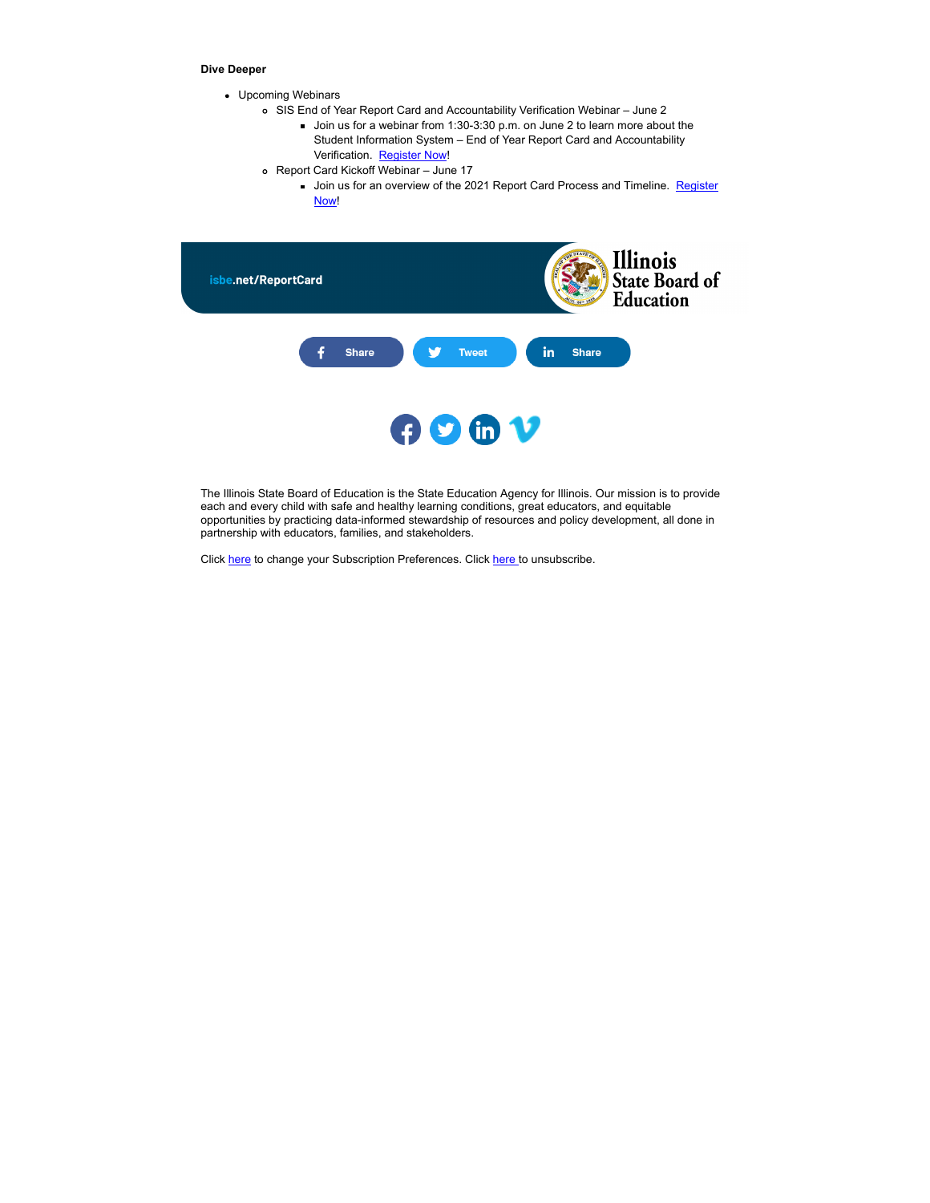**Dive Deeper**

- Upcoming Webinars
  - SIS End of Year Report Card and Accountability Verification Webinar – June 2
    - Join us for a webinar from 1:30-3:30 p.m. on June 2 to learn more about the Student Information System – End of Year Report Card and Accountability Verification. Register Now!
  - Report Card Kickoff Webinar – June 17
    - Join us for an overview of the 2021 Report Card Process and Timeline. Register Now!

isbe.net/ReportCard

Illinois State Board of Education

Share Tweet Share

The Illinois State Board of Education is the State Education Agency for Illinois. Our mission is to provide each and every child with safe and healthy learning conditions, great educators, and equitable opportunities by practicing data-informed stewardship of resources and policy development, all done in partnership with educators, families, and stakeholders.

Click here to change your Subscription Preferences. Click here to unsubscribe.